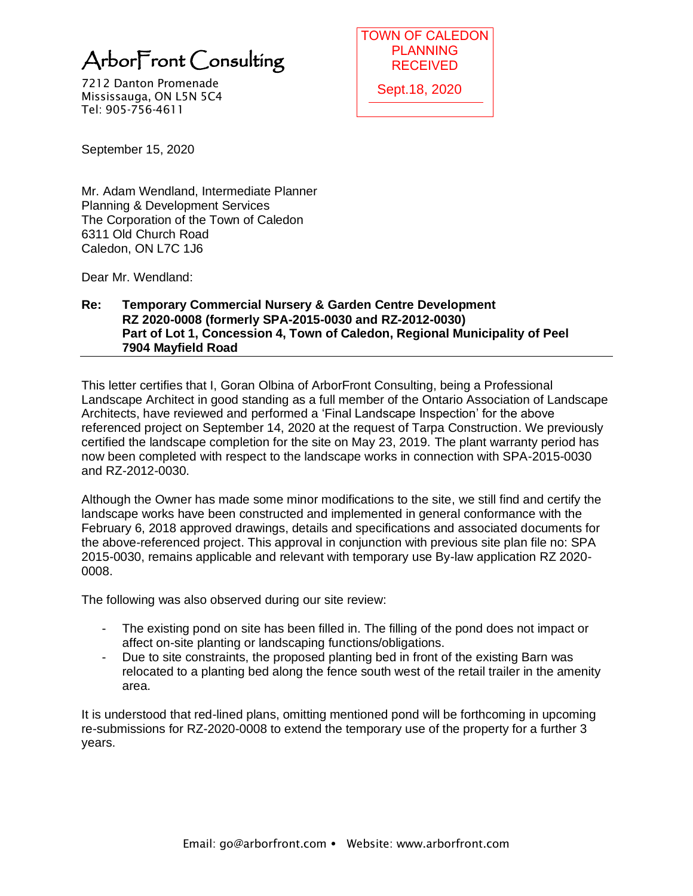ArborFront Consulting

7212 Danton Promenade
Mississauga, ON L5N 5C4
Tel: 905-756-4611

TOWN OF CALEDON
PLANNING
RECEIVED
Sept.18, 2020

September 15, 2020

Mr. Adam Wendland, Intermediate Planner
Planning & Development Services
The Corporation of the Town of Caledon
6311 Old Church Road
Caledon, ON L7C 1J6

Dear Mr. Wendland:

**Re: Temporary Commercial Nursery & Garden Centre Development**
**RZ 2020-0008 (formerly SPA-2015-0030 and RZ-2012-0030)**
**Part of Lot 1, Concession 4, Town of Caledon, Regional Municipality of Peel**
**7904 Mayfield Road**

This letter certifies that I, Goran Olbina of ArborFront Consulting, being a Professional Landscape Architect in good standing as a full member of the Ontario Association of Landscape Architects, have reviewed and performed a 'Final Landscape Inspection' for the above referenced project on September 14, 2020 at the request of Tarpa Construction. We previously certified the landscape completion for the site on May 23, 2019. The plant warranty period has now been completed with respect to the landscape works in connection with SPA-2015-0030 and RZ-2012-0030.

Although the Owner has made some minor modifications to the site, we still find and certify the landscape works have been constructed and implemented in general conformance with the February 6, 2018 approved drawings, details and specifications and associated documents for the above-referenced project. This approval in conjunction with previous site plan file no: SPA 2015-0030, remains applicable and relevant with temporary use By-law application RZ 2020-0008.

The following was also observed during our site review:

- The existing pond on site has been filled in. The filling of the pond does not impact or affect on-site planting or landscaping functions/obligations.
- Due to site constraints, the proposed planting bed in front of the existing Barn was relocated to a planting bed along the fence south west of the retail trailer in the amenity area.

It is understood that red-lined plans, omitting mentioned pond will be forthcoming in upcoming re-submissions for RZ-2020-0008 to extend the temporary use of the property for a further 3 years.

Email: go@arborfront.com • Website: www.arborfront.com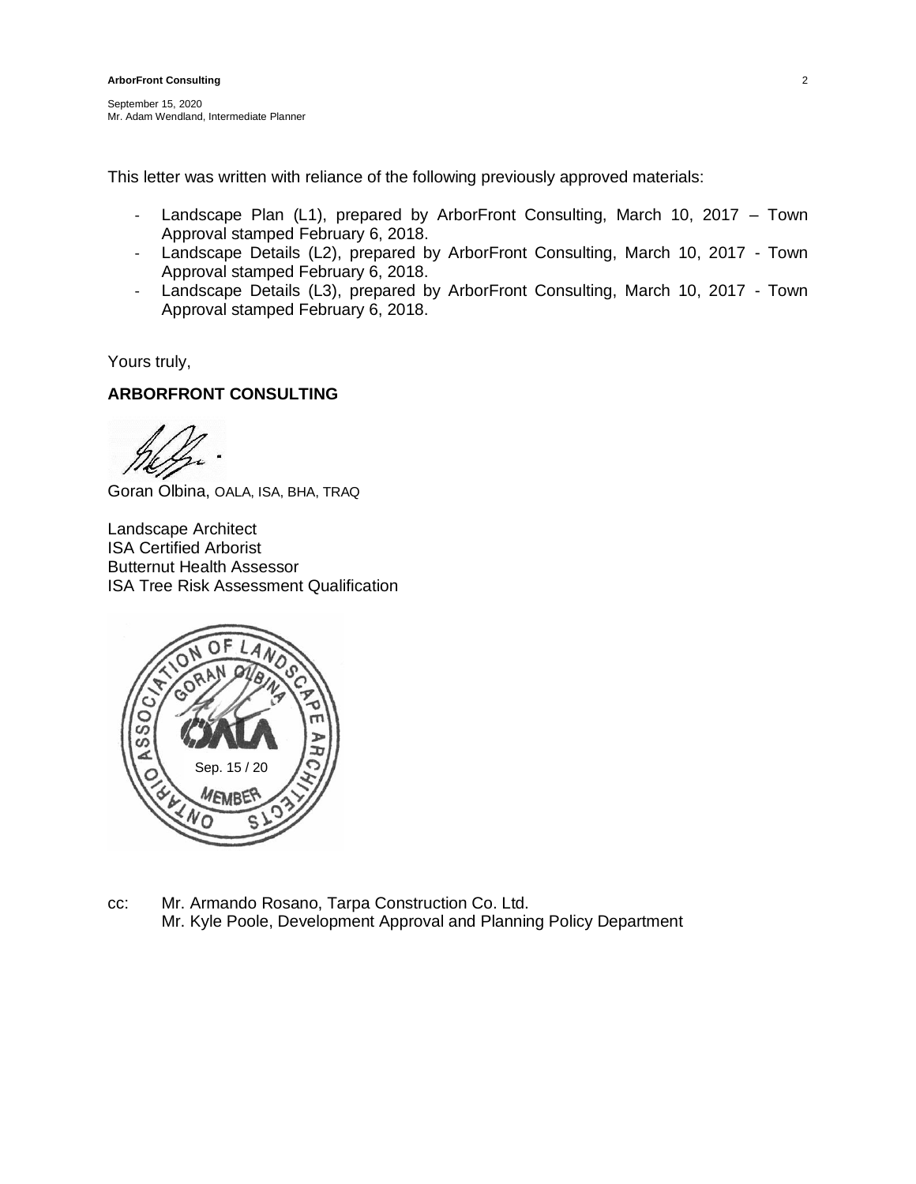This letter was written with reliance of the following previously approved materials:

- Landscape Plan (L1), prepared by ArborFront Consulting, March 10, 2017 – Town Approval stamped February 6, 2018.
- Landscape Details (L2), prepared by ArborFront Consulting, March 10, 2017 - Town Approval stamped February 6, 2018.
- Landscape Details (L3), prepared by ArborFront Consulting, March 10, 2017 - Town Approval stamped February 6, 2018.

Yours truly,

**ARBORFRONT CONSULTING**

Goran Olbina, OALA, ISA, BHA, TRAQ

Landscape Architect
ISA Certified Arborist
Butternut Health Assessor
ISA Tree Risk Assessment Qualification

ONTARIO ASSOCIATION OF LANDSCAPE ARCHITECTS
GORAN OLBINA
OALA
Sep. 15 / 20
MEMBER

cc: Mr. Armando Rosano, Tarpa Construction Co. Ltd.
Mr. Kyle Poole, Development Approval and Planning Policy Department